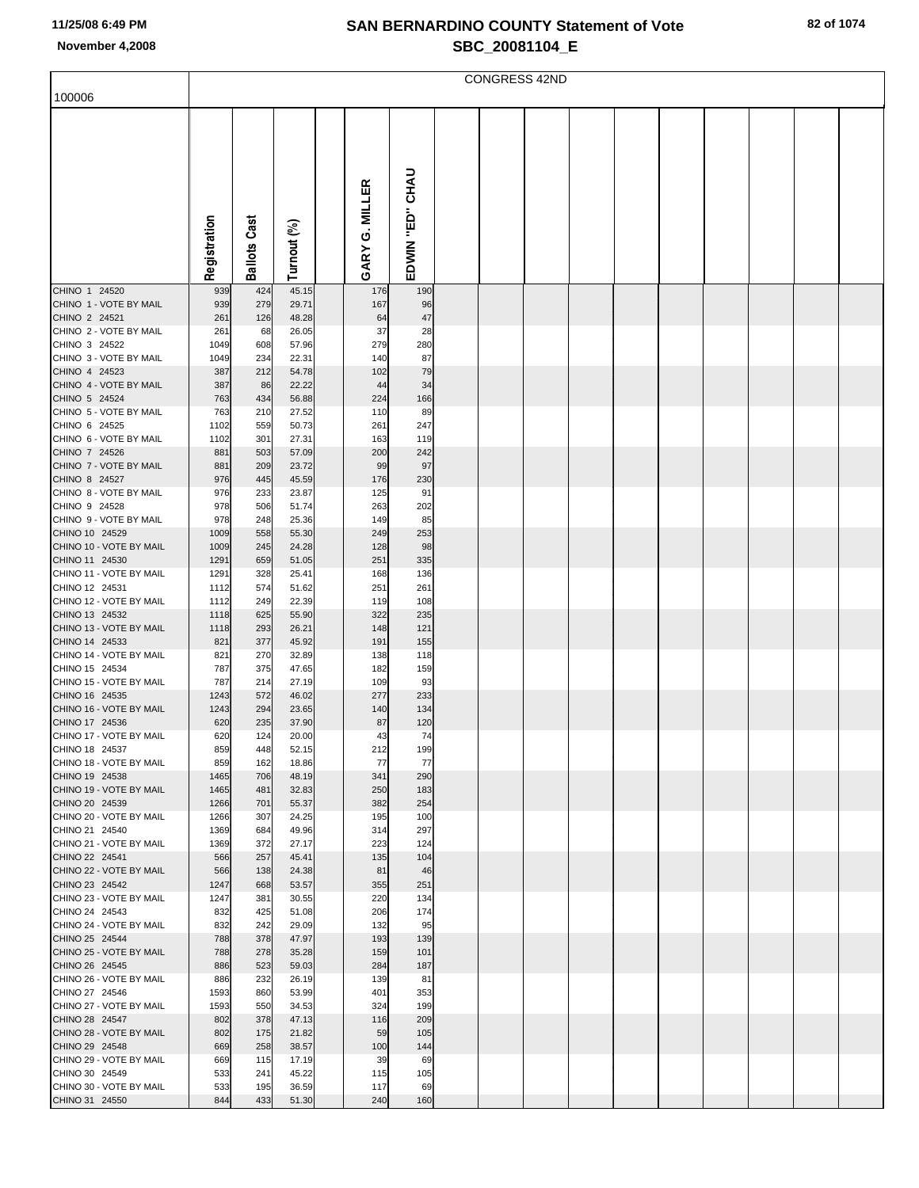# SAN BERNARDINO COUNTY Statement of Vote

## SBC_20081104_E

November 4,2008

| 100006 | CONGRESS 42ND | | | | | |
|---|---|---|---|---|---|---|
| | Registration | Ballots Cast | Turnout (%) | | GARY G. MILLER | EDWIN "ED" CHAU |
| CHINO 1 24520 | 939 | 424 | 45.15 | | 176 | 190 |
| CHINO 1 - VOTE BY MAIL | 939 | 279 | 29.71 | | 167 | 96 |
| CHINO 2 24521 | 261 | 126 | 48.28 | | 64 | 47 |
| CHINO 2 - VOTE BY MAIL | 261 | 68 | 26.05 | | 37 | 28 |
| CHINO 3 24522 | 1049 | 608 | 57.96 | | 279 | 280 |
| CHINO 3 - VOTE BY MAIL | 1049 | 234 | 22.31 | | 140 | 87 |
| CHINO 4 24523 | 387 | 212 | 54.78 | | 102 | 79 |
| CHINO 4 - VOTE BY MAIL | 387 | 86 | 22.22 | | 44 | 34 |
| CHINO 5 24524 | 763 | 434 | 56.88 | | 224 | 166 |
| CHINO 5 - VOTE BY MAIL | 763 | 210 | 27.52 | | 110 | 89 |
| CHINO 6 24525 | 1102 | 559 | 50.73 | | 261 | 247 |
| CHINO 6 - VOTE BY MAIL | 1102 | 301 | 27.31 | | 163 | 119 |
| CHINO 7 24526 | 881 | 503 | 57.09 | | 200 | 242 |
| CHINO 7 - VOTE BY MAIL | 881 | 209 | 23.72 | | 99 | 97 |
| CHINO 8 24527 | 976 | 445 | 45.59 | | 176 | 230 |
| CHINO 8 - VOTE BY MAIL | 976 | 233 | 23.87 | | 125 | 91 |
| CHINO 9 24528 | 978 | 506 | 51.74 | | 263 | 202 |
| CHINO 9 - VOTE BY MAIL | 978 | 248 | 25.36 | | 149 | 85 |
| CHINO 10 24529 | 1009 | 558 | 55.30 | | 249 | 253 |
| CHINO 10 - VOTE BY MAIL | 1009 | 245 | 24.28 | | 128 | 98 |
| CHINO 11 24530 | 1291 | 659 | 51.05 | | 251 | 335 |
| CHINO 11 - VOTE BY MAIL | 1291 | 328 | 25.41 | | 168 | 136 |
| CHINO 12 24531 | 1112 | 574 | 51.62 | | 251 | 261 |
| CHINO 12 - VOTE BY MAIL | 1112 | 249 | 22.39 | | 119 | 108 |
| CHINO 13 24532 | 1118 | 625 | 55.90 | | 322 | 235 |
| CHINO 13 - VOTE BY MAIL | 1118 | 293 | 26.21 | | 148 | 121 |
| CHINO 14 24533 | 821 | 377 | 45.92 | | 191 | 155 |
| CHINO 14 - VOTE BY MAIL | 821 | 270 | 32.89 | | 138 | 118 |
| CHINO 15 24534 | 787 | 375 | 47.65 | | 182 | 159 |
| CHINO 15 - VOTE BY MAIL | 787 | 214 | 27.19 | | 109 | 93 |
| CHINO 16 24535 | 1243 | 572 | 46.02 | | 277 | 233 |
| CHINO 16 - VOTE BY MAIL | 1243 | 294 | 23.65 | | 140 | 134 |
| CHINO 17 24536 | 620 | 235 | 37.90 | | 87 | 120 |
| CHINO 17 - VOTE BY MAIL | 620 | 124 | 20.00 | | 43 | 74 |
| CHINO 18 24537 | 859 | 448 | 52.15 | | 212 | 199 |
| CHINO 18 - VOTE BY MAIL | 859 | 162 | 18.86 | | 77 | 77 |
| CHINO 19 24538 | 1465 | 706 | 48.19 | | 341 | 290 |
| CHINO 19 - VOTE BY MAIL | 1465 | 481 | 32.83 | | 250 | 183 |
| CHINO 20 24539 | 1266 | 701 | 55.37 | | 382 | 254 |
| CHINO 20 - VOTE BY MAIL | 1266 | 307 | 24.25 | | 195 | 100 |
| CHINO 21 24540 | 1369 | 684 | 49.96 | | 314 | 297 |
| CHINO 21 - VOTE BY MAIL | 1369 | 372 | 27.17 | | 223 | 124 |
| CHINO 22 24541 | 566 | 257 | 45.41 | | 135 | 104 |
| CHINO 22 - VOTE BY MAIL | 566 | 138 | 24.38 | | 81 | 46 |
| CHINO 23 24542 | 1247 | 668 | 53.57 | | 355 | 251 |
| CHINO 23 - VOTE BY MAIL | 1247 | 381 | 30.55 | | 220 | 134 |
| CHINO 24 24543 | 832 | 425 | 51.08 | | 206 | 174 |
| CHINO 24 - VOTE BY MAIL | 832 | 242 | 29.09 | | 132 | 95 |
| CHINO 25 24544 | 788 | 378 | 47.97 | | 193 | 139 |
| CHINO 25 - VOTE BY MAIL | 788 | 278 | 35.28 | | 159 | 101 |
| CHINO 26 24545 | 886 | 523 | 59.03 | | 284 | 187 |
| CHINO 26 - VOTE BY MAIL | 886 | 232 | 26.19 | | 139 | 81 |
| CHINO 27 24546 | 1593 | 860 | 53.99 | | 401 | 353 |
| CHINO 27 - VOTE BY MAIL | 1593 | 550 | 34.53 | | 324 | 199 |
| CHINO 28 24547 | 802 | 378 | 47.13 | | 116 | 209 |
| CHINO 28 - VOTE BY MAIL | 802 | 175 | 21.82 | | 59 | 105 |
| CHINO 29 24548 | 669 | 258 | 38.57 | | 100 | 144 |
| CHINO 29 - VOTE BY MAIL | 669 | 115 | 17.19 | | 39 | 69 |
| CHINO 30 24549 | 533 | 241 | 45.22 | | 115 | 105 |
| CHINO 30 - VOTE BY MAIL | 533 | 195 | 36.59 | | 117 | 69 |
| CHINO 31 24550 | 844 | 433 | 51.30 | | 240 | 160 |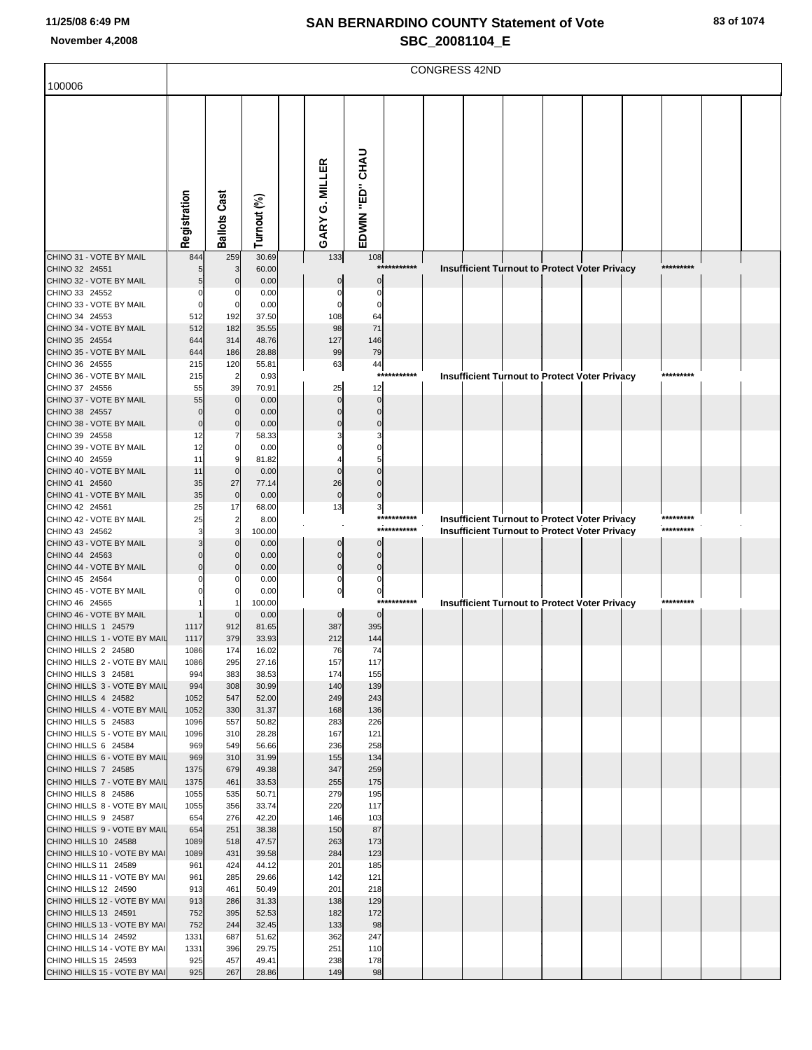# SAN BERNARDINO COUNTY Statement of Vote

## SBC_20081104_E

November 4,2008

100006

CONGRESS 42ND

| | Registration | Ballots Cast | Turnout (%) | GARY G. MILLER | EDWIN "ED" CHAU |
|---|---|---|---|---|---|
| CHINO 31 - VOTE BY MAIL | 844 | 259 | 30.69 | 133 | 108 |
| CHINO 32 24551 | 5 | 3 | 60.00 | *********** Insufficient Turnout to Protect Voter Privacy ********* | |
| CHINO 32 - VOTE BY MAIL | 5 | 0 | 0.00 | 0 | 0 |
| CHINO 33 24552 | 0 | 0 | 0.00 | 0 | 0 |
| CHINO 33 - VOTE BY MAIL | 0 | 0 | 0.00 | 0 | 0 |
| CHINO 34 24553 | 512 | 192 | 37.50 | 108 | 64 |
| CHINO 34 - VOTE BY MAIL | 512 | 182 | 35.55 | 98 | 71 |
| CHINO 35 24554 | 644 | 314 | 48.76 | 127 | 146 |
| CHINO 35 - VOTE BY MAIL | 644 | 186 | 28.88 | 99 | 79 |
| CHINO 36 24555 | 215 | 120 | 55.81 | 63 | 44 |
| CHINO 36 - VOTE BY MAIL | 215 | 2 | 0.93 | *********** Insufficient Turnout to Protect Voter Privacy ********* | |
| CHINO 37 24556 | 55 | 39 | 70.91 | 25 | 12 |
| CHINO 37 - VOTE BY MAIL | 55 | 0 | 0.00 | 0 | 0 |
| CHINO 38 24557 | 0 | 0 | 0.00 | 0 | 0 |
| CHINO 38 - VOTE BY MAIL | 0 | 0 | 0.00 | 0 | 0 |
| CHINO 39 24558 | 12 | 7 | 58.33 | 3 | 3 |
| CHINO 39 - VOTE BY MAIL | 12 | 0 | 0.00 | 0 | 0 |
| CHINO 40 24559 | 11 | 9 | 81.82 | 4 | 5 |
| CHINO 40 - VOTE BY MAIL | 11 | 0 | 0.00 | 0 | 0 |
| CHINO 41 24560 | 35 | 27 | 77.14 | 26 | 0 |
| CHINO 41 - VOTE BY MAIL | 35 | 0 | 0.00 | 0 | 0 |
| CHINO 42 24561 | 25 | 17 | 68.00 | 13 | 3 |
| CHINO 42 - VOTE BY MAIL | 25 | 2 | 8.00 | *********** Insufficient Turnout to Protect Voter Privacy ********* | |
| CHINO 43 24562 | 3 | 3 | 100.00 | *********** Insufficient Turnout to Protect Voter Privacy ********* | |
| CHINO 43 - VOTE BY MAIL | 3 | 0 | 0.00 | 0 | 0 |
| CHINO 44 24563 | 0 | 0 | 0.00 | 0 | 0 |
| CHINO 44 - VOTE BY MAIL | 0 | 0 | 0.00 | 0 | 0 |
| CHINO 45 24564 | 0 | 0 | 0.00 | 0 | 0 |
| CHINO 45 - VOTE BY MAIL | 0 | 0 | 0.00 | 0 | 0 |
| CHINO 46 24565 | 1 | 1 | 100.00 | *********** Insufficient Turnout to Protect Voter Privacy ********* | |
| CHINO 46 - VOTE BY MAIL | 1 | 0 | 0.00 | 0 | 0 |
| CHINO HILLS 1 24579 | 1117 | 912 | 81.65 | 387 | 395 |
| CHINO HILLS 1 - VOTE BY MAIL | 1117 | 379 | 33.93 | 212 | 144 |
| CHINO HILLS 2 24580 | 1086 | 174 | 16.02 | 76 | 74 |
| CHINO HILLS 2 - VOTE BY MAIL | 1086 | 295 | 27.16 | 157 | 117 |
| CHINO HILLS 3 24581 | 994 | 383 | 38.53 | 174 | 155 |
| CHINO HILLS 3 - VOTE BY MAIL | 994 | 308 | 30.99 | 140 | 139 |
| CHINO HILLS 4 24582 | 1052 | 547 | 52.00 | 249 | 243 |
| CHINO HILLS 4 - VOTE BY MAIL | 1052 | 330 | 31.37 | 168 | 136 |
| CHINO HILLS 5 24583 | 1096 | 557 | 50.82 | 283 | 226 |
| CHINO HILLS 5 - VOTE BY MAIL | 1096 | 310 | 28.28 | 167 | 121 |
| CHINO HILLS 6 24584 | 969 | 549 | 56.66 | 236 | 258 |
| CHINO HILLS 6 - VOTE BY MAIL | 969 | 310 | 31.99 | 155 | 134 |
| CHINO HILLS 7 24585 | 1375 | 679 | 49.38 | 347 | 259 |
| CHINO HILLS 7 - VOTE BY MAIL | 1375 | 461 | 33.53 | 255 | 175 |
| CHINO HILLS 8 24586 | 1055 | 535 | 50.71 | 279 | 195 |
| CHINO HILLS 8 - VOTE BY MAIL | 1055 | 356 | 33.74 | 220 | 117 |
| CHINO HILLS 9 24587 | 654 | 276 | 42.20 | 146 | 103 |
| CHINO HILLS 9 - VOTE BY MAIL | 654 | 251 | 38.38 | 150 | 87 |
| CHINO HILLS 10 24588 | 1089 | 518 | 47.57 | 263 | 173 |
| CHINO HILLS 10 - VOTE BY MAI | 1089 | 431 | 39.58 | 284 | 123 |
| CHINO HILLS 11 24589 | 961 | 424 | 44.12 | 201 | 185 |
| CHINO HILLS 11 - VOTE BY MAI | 961 | 285 | 29.66 | 142 | 121 |
| CHINO HILLS 12 24590 | 913 | 461 | 50.49 | 201 | 218 |
| CHINO HILLS 12 - VOTE BY MAI | 913 | 286 | 31.33 | 138 | 129 |
| CHINO HILLS 13 24591 | 752 | 395 | 52.53 | 182 | 172 |
| CHINO HILLS 13 - VOTE BY MAI | 752 | 244 | 32.45 | 133 | 98 |
| CHINO HILLS 14 24592 | 1331 | 687 | 51.62 | 362 | 247 |
| CHINO HILLS 14 - VOTE BY MAI | 1331 | 396 | 29.75 | 251 | 110 |
| CHINO HILLS 15 24593 | 925 | 457 | 49.41 | 238 | 178 |
| CHINO HILLS 15 - VOTE BY MAI | 925 | 267 | 28.86 | 149 | 98 |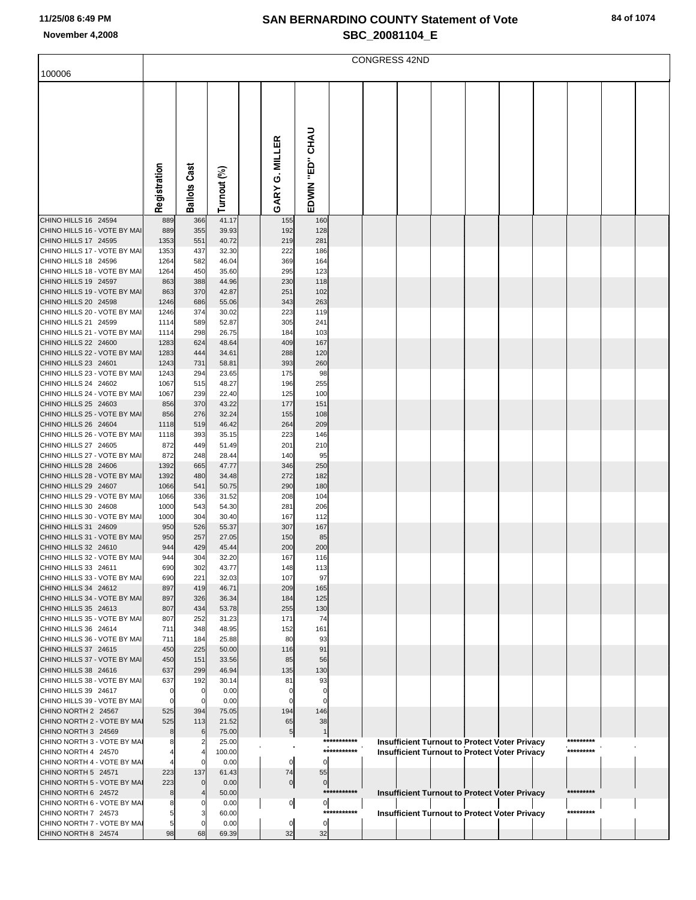# SAN BERNARDINO COUNTY Statement of Vote

## SBC_20081104_E

November 4,2008

100006

CONGRESS 42ND

| | Registration | Ballots Cast | Turnout (%) | | GARY G. MILLER | EDWIN "ED" CHAU | | | | | | | | | |
|---|---|---|---|---|---|---|---|---|---|---|---|---|---|---|---|
| CHINO HILLS 16 24594 | 889 | 366 | 41.17 | | 155 | 160 | | | | | | | | | |
| CHINO HILLS 16 - VOTE BY MAI | 889 | 355 | 39.93 | | 192 | 128 | | | | | | | | | |
| CHINO HILLS 17 24595 | 1353 | 551 | 40.72 | | 219 | 281 | | | | | | | | | |
| CHINO HILLS 17 - VOTE BY MAI | 1353 | 437 | 32.30 | | 222 | 186 | | | | | | | | | |
| CHINO HILLS 18 24596 | 1264 | 582 | 46.04 | | 369 | 164 | | | | | | | | | |
| CHINO HILLS 18 - VOTE BY MAI | 1264 | 450 | 35.60 | | 295 | 123 | | | | | | | | | |
| CHINO HILLS 19 24597 | 863 | 388 | 44.96 | | 230 | 118 | | | | | | | | | |
| CHINO HILLS 19 - VOTE BY MAI | 863 | 370 | 42.87 | | 251 | 102 | | | | | | | | | |
| CHINO HILLS 20 24598 | 1246 | 686 | 55.06 | | 343 | 263 | | | | | | | | | |
| CHINO HILLS 20 - VOTE BY MAI | 1246 | 374 | 30.02 | | 223 | 119 | | | | | | | | | |
| CHINO HILLS 21 24599 | 1114 | 589 | 52.87 | | 305 | 241 | | | | | | | | | |
| CHINO HILLS 21 - VOTE BY MAI | 1114 | 298 | 26.75 | | 184 | 103 | | | | | | | | | |
| CHINO HILLS 22 24600 | 1283 | 624 | 48.64 | | 409 | 167 | | | | | | | | | |
| CHINO HILLS 22 - VOTE BY MAI | 1283 | 444 | 34.61 | | 288 | 120 | | | | | | | | | |
| CHINO HILLS 23 24601 | 1243 | 731 | 58.81 | | 393 | 260 | | | | | | | | | |
| CHINO HILLS 23 - VOTE BY MAI | 1243 | 294 | 23.65 | | 175 | 98 | | | | | | | | | |
| CHINO HILLS 24 24602 | 1067 | 515 | 48.27 | | 196 | 255 | | | | | | | | | |
| CHINO HILLS 24 - VOTE BY MAI | 1067 | 239 | 22.40 | | 125 | 100 | | | | | | | | | |
| CHINO HILLS 25 24603 | 856 | 370 | 43.22 | | 177 | 151 | | | | | | | | | |
| CHINO HILLS 25 - VOTE BY MAI | 856 | 276 | 32.24 | | 155 | 108 | | | | | | | | | |
| CHINO HILLS 26 24604 | 1118 | 519 | 46.42 | | 264 | 209 | | | | | | | | | |
| CHINO HILLS 26 - VOTE BY MAI | 1118 | 393 | 35.15 | | 223 | 146 | | | | | | | | | |
| CHINO HILLS 27 24605 | 872 | 449 | 51.49 | | 201 | 210 | | | | | | | | | |
| CHINO HILLS 27 - VOTE BY MAI | 872 | 248 | 28.44 | | 140 | 95 | | | | | | | | | |
| CHINO HILLS 28 24606 | 1392 | 665 | 47.77 | | 346 | 250 | | | | | | | | | |
| CHINO HILLS 28 - VOTE BY MAI | 1392 | 480 | 34.48 | | 272 | 182 | | | | | | | | | |
| CHINO HILLS 29 24607 | 1066 | 541 | 50.75 | | 290 | 180 | | | | | | | | | |
| CHINO HILLS 29 - VOTE BY MAI | 1066 | 336 | 31.52 | | 208 | 104 | | | | | | | | | |
| CHINO HILLS 30 24608 | 1000 | 543 | 54.30 | | 281 | 206 | | | | | | | | | |
| CHINO HILLS 30 - VOTE BY MAI | 1000 | 304 | 30.40 | | 167 | 112 | | | | | | | | | |
| CHINO HILLS 31 24609 | 950 | 526 | 55.37 | | 307 | 167 | | | | | | | | | |
| CHINO HILLS 31 - VOTE BY MAI | 950 | 257 | 27.05 | | 150 | 85 | | | | | | | | | |
| CHINO HILLS 32 24610 | 944 | 429 | 45.44 | | 200 | 200 | | | | | | | | | |
| CHINO HILLS 32 - VOTE BY MAI | 944 | 304 | 32.20 | | 167 | 116 | | | | | | | | | |
| CHINO HILLS 33 24611 | 690 | 302 | 43.77 | | 148 | 113 | | | | | | | | | |
| CHINO HILLS 33 - VOTE BY MAI | 690 | 221 | 32.03 | | 107 | 97 | | | | | | | | | |
| CHINO HILLS 34 24612 | 897 | 419 | 46.71 | | 209 | 165 | | | | | | | | | |
| CHINO HILLS 34 - VOTE BY MAI | 897 | 326 | 36.34 | | 184 | 125 | | | | | | | | | |
| CHINO HILLS 35 24613 | 807 | 434 | 53.78 | | 255 | 130 | | | | | | | | | |
| CHINO HILLS 35 - VOTE BY MAI | 807 | 252 | 31.23 | | 171 | 74 | | | | | | | | | |
| CHINO HILLS 36 24614 | 711 | 348 | 48.95 | | 152 | 161 | | | | | | | | | |
| CHINO HILLS 36 - VOTE BY MAI | 711 | 184 | 25.88 | | 80 | 93 | | | | | | | | | |
| CHINO HILLS 37 24615 | 450 | 225 | 50.00 | | 116 | 91 | | | | | | | | | |
| CHINO HILLS 37 - VOTE BY MAI | 450 | 151 | 33.56 | | 85 | 56 | | | | | | | | | |
| CHINO HILLS 38 24616 | 637 | 299 | 46.94 | | 135 | 130 | | | | | | | | | |
| CHINO HILLS 38 - VOTE BY MAI | 637 | 192 | 30.14 | | 81 | 93 | | | | | | | | | |
| CHINO HILLS 39 24617 | 0 | 0 | 0.00 | | 0 | 0 | | | | | | | | | |
| CHINO HILLS 39 - VOTE BY MAI | 0 | 0 | 0.00 | | 0 | 0 | | | | | | | | | |
| CHINO NORTH 2 24567 | 525 | 394 | 75.05 | | 194 | 146 | | | | | | | | | |
| CHINO NORTH 2 - VOTE BY MAI | 525 | 113 | 21.52 | | 65 | 38 | | | | | | | | | |
| CHINO NORTH 3 24569 | 8 | 6 | 75.00 | | 5 | 1 | | | | | | | | | |
| CHINO NORTH 3 - VOTE BY MAI | 8 | 2 | 25.00 | | | | *********** | | Insufficient Turnout to Protect Voter Privacy | | | | | ********* | |
| CHINO NORTH 4 24570 | 4 | 4 | 100.00 | | | | *********** | | Insufficient Turnout to Protect Voter Privacy | | | | | ********* | |
| CHINO NORTH 4 - VOTE BY MAI | 4 | 0 | 0.00 | | 0 | 0 | | | | | | | | | |
| CHINO NORTH 5 24571 | 223 | 137 | 61.43 | | 74 | 55 | | | | | | | | | |
| CHINO NORTH 5 - VOTE BY MAI | 223 | 0 | 0.00 | | 0 | 0 | | | | | | | | | |
| CHINO NORTH 6 24572 | 8 | 4 | 50.00 | | | | *********** | | Insufficient Turnout to Protect Voter Privacy | | | | | ********* | |
| CHINO NORTH 6 - VOTE BY MAI | 8 | 0 | 0.00 | | 0 | 0 | | | | | | | | | |
| CHINO NORTH 7 24573 | 5 | 3 | 60.00 | | | | *********** | | Insufficient Turnout to Protect Voter Privacy | | | | | ********* | |
| CHINO NORTH 7 - VOTE BY MAI | 5 | 0 | 0.00 | | 0 | 0 | | | | | | | | | |
| CHINO NORTH 8 24574 | 98 | 68 | 69.39 | | 32 | 32 | | | | | | | | | |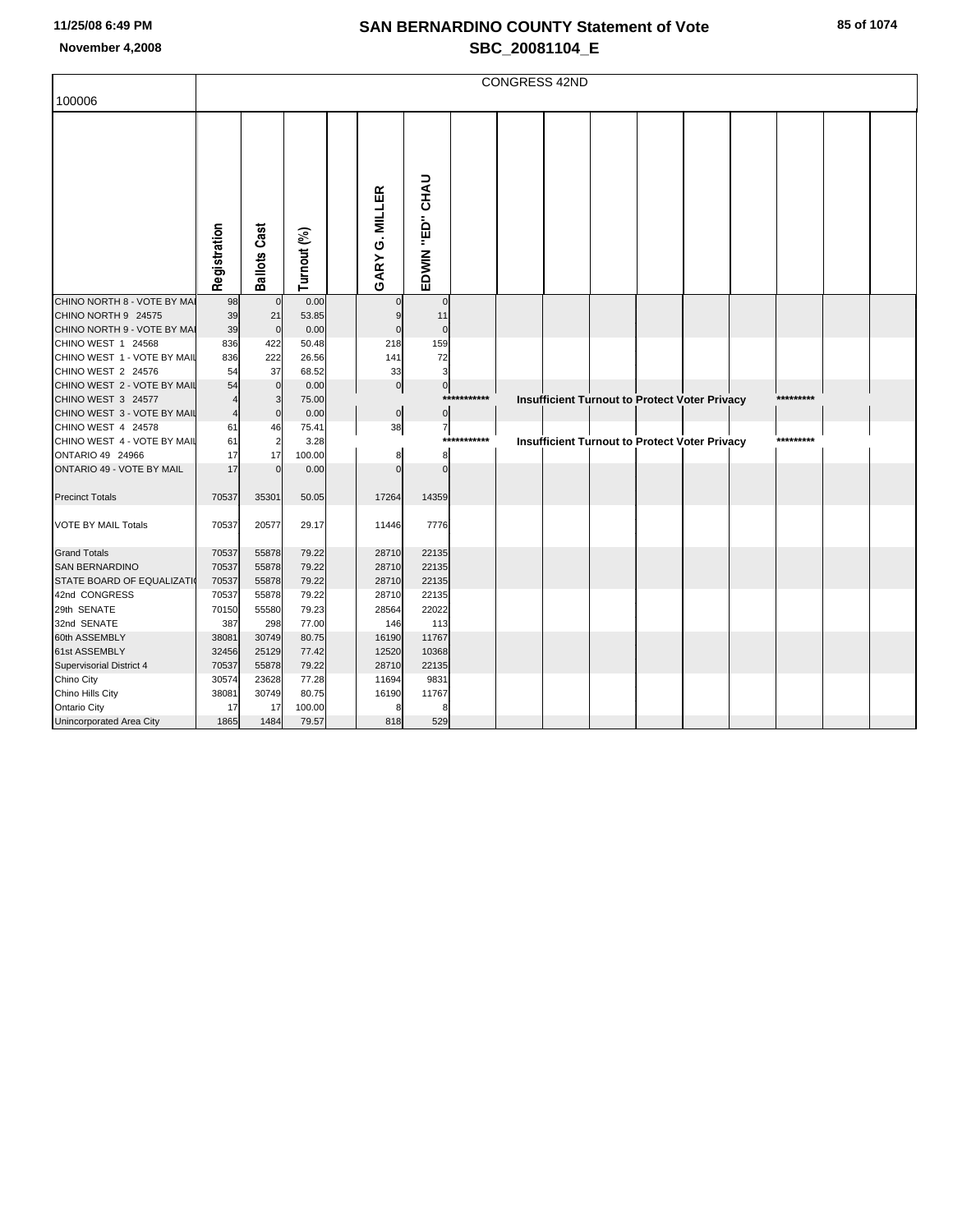# SAN BERNARDINO COUNTY Statement of Vote

## SBC_20081104_E

11/25/08 6:49 PM

November 4,2008

100006

CONGRESS 42ND

| | Registration | Ballots Cast | Turnout (%) | GARY G. MILLER | EDWIN "ED" CHAU |
|---|---|---|---|---|---|
| CHINO NORTH 8 - VOTE BY MAI | 98 | 0 | 0.00 | 0 | 0 |
| CHINO NORTH 9 24575 | 39 | 21 | 53.85 | 9 | 11 |
| CHINO NORTH 9 - VOTE BY MAI | 39 | 0 | 0.00 | 0 | 0 |
| CHINO WEST 1 24568 | 836 | 422 | 50.48 | 218 | 159 |
| CHINO WEST 1 - VOTE BY MAIL | 836 | 222 | 26.56 | 141 | 72 |
| CHINO WEST 2 24576 | 54 | 37 | 68.52 | 33 | 3 |
| CHINO WEST 2 - VOTE BY MAIL | 54 | 0 | 0.00 | 0 | 0 |
| CHINO WEST 3 24577 | 4 | 3 | 75.00 | *********** Insufficient Turnout to Protect Voter Privacy ********* | |
| CHINO WEST 3 - VOTE BY MAIL | 4 | 0 | 0.00 | 0 | 0 |
| CHINO WEST 4 24578 | 61 | 46 | 75.41 | 38 | 7 |
| CHINO WEST 4 - VOTE BY MAIL | 61 | 2 | 3.28 | *********** Insufficient Turnout to Protect Voter Privacy ********* | |
| ONTARIO 49 24966 | 17 | 17 | 100.00 | 8 | 8 |
| ONTARIO 49 - VOTE BY MAIL | 17 | 0 | 0.00 | 0 | 0 |
| Precinct Totals | 70537 | 35301 | 50.05 | 17264 | 14359 |
| VOTE BY MAIL Totals | 70537 | 20577 | 29.17 | 11446 | 7776 |
| Grand Totals | 70537 | 55878 | 79.22 | 28710 | 22135 |
| SAN BERNARDINO | 70537 | 55878 | 79.22 | 28710 | 22135 |
| STATE BOARD OF EQUALIZATI | 70537 | 55878 | 79.22 | 28710 | 22135 |
| 42nd CONGRESS | 70537 | 55878 | 79.22 | 28710 | 22135 |
| 29th SENATE | 70150 | 55580 | 79.23 | 28564 | 22022 |
| 32nd SENATE | 387 | 298 | 77.00 | 146 | 113 |
| 60th ASSEMBLY | 38081 | 30749 | 80.75 | 16190 | 11767 |
| 61st ASSEMBLY | 32456 | 25129 | 77.42 | 12520 | 10368 |
| Supervisorial District 4 | 70537 | 55878 | 79.22 | 28710 | 22135 |
| Chino City | 30574 | 23628 | 77.28 | 11694 | 9831 |
| Chino Hills City | 38081 | 30749 | 80.75 | 16190 | 11767 |
| Ontario City | 17 | 17 | 100.00 | 8 | 8 |
| Unincorporated Area City | 1865 | 1484 | 79.57 | 818 | 529 |